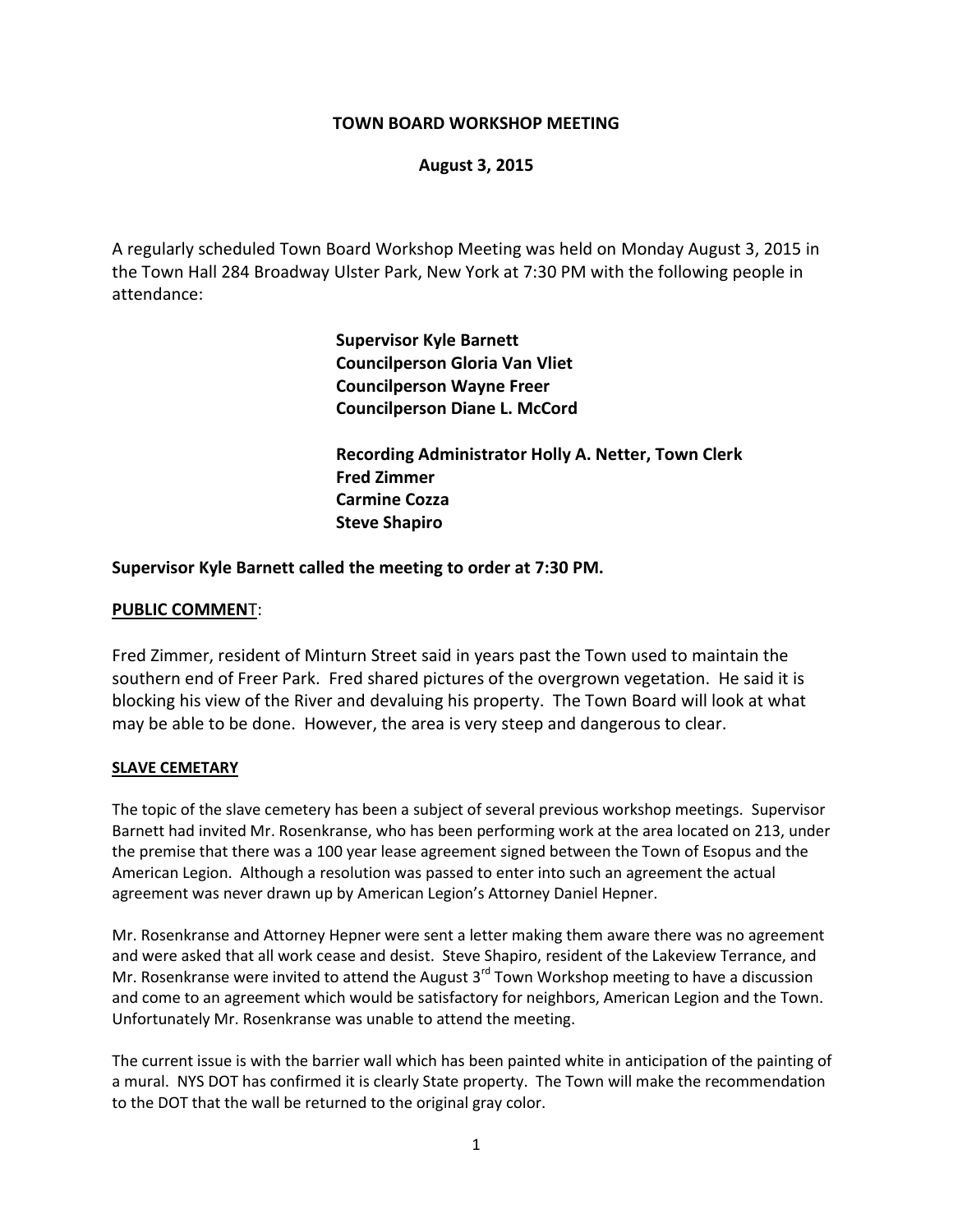# TOWN BOARD WORKSHOP MEETING

## August 3, 2015

A regularly scheduled Town Board Workshop Meeting was held on Monday August 3, 2015 in the Town Hall 284 Broadway Ulster Park, New York at 7:30 PM with the following people in attendance:

**Supervisor Kyle Barnett**
**Councilperson Gloria Van Vliet**
**Councilperson Wayne Freer**
**Councilperson Diane L. McCord**

**Recording Administrator Holly A. Netter, Town Clerk**
**Fred Zimmer**
**Carmine Cozza**
**Steve Shapiro**

**Supervisor Kyle Barnett called the meeting to order at 7:30 PM.**

**PUBLIC COMMENT**:

Fred Zimmer, resident of Minturn Street said in years past the Town used to maintain the southern end of Freer Park. Fred shared pictures of the overgrown vegetation. He said it is blocking his view of the River and devaluing his property. The Town Board will look at what may be able to be done. However, the area is very steep and dangerous to clear.

**SLAVE CEMETARY**

The topic of the slave cemetery has been a subject of several previous workshop meetings. Supervisor Barnett had invited Mr. Rosenkranse, who has been performing work at the area located on 213, under the premise that there was a 100 year lease agreement signed between the Town of Esopus and the American Legion. Although a resolution was passed to enter into such an agreement the actual agreement was never drawn up by American Legion's Attorney Daniel Hepner.

Mr. Rosenkranse and Attorney Hepner were sent a letter making them aware there was no agreement and were asked that all work cease and desist. Steve Shapiro, resident of the Lakeview Terrance, and Mr. Rosenkranse were invited to attend the August 3rd Town Workshop meeting to have a discussion and come to an agreement which would be satisfactory for neighbors, American Legion and the Town. Unfortunately Mr. Rosenkranse was unable to attend the meeting.

The current issue is with the barrier wall which has been painted white in anticipation of the painting of a mural. NYS DOT has confirmed it is clearly State property. The Town will make the recommendation to the DOT that the wall be returned to the original gray color.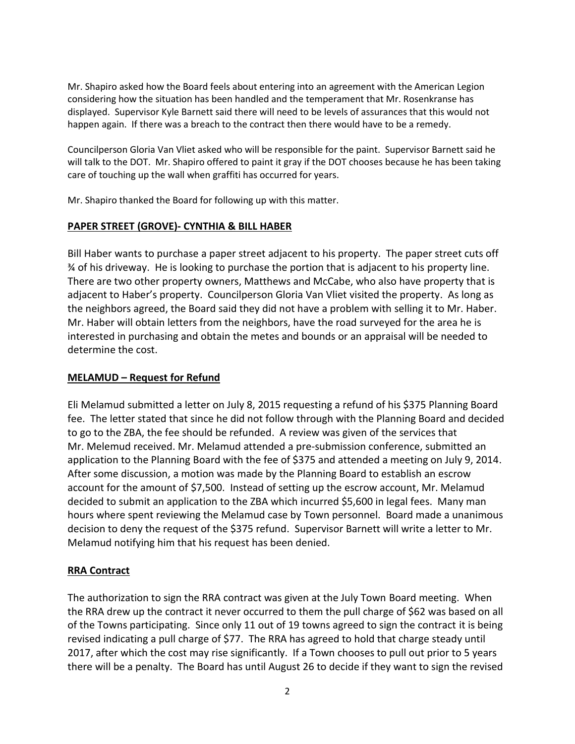Mr. Shapiro asked how the Board feels about entering into an agreement with the American Legion considering how the situation has been handled and the temperament that Mr. Rosenkranse has displayed. Supervisor Kyle Barnett said there will need to be levels of assurances that this would not happen again. If there was a breach to the contract then there would have to be a remedy.

Councilperson Gloria Van Vliet asked who will be responsible for the paint. Supervisor Barnett said he will talk to the DOT. Mr. Shapiro offered to paint it gray if the DOT chooses because he has been taking care of touching up the wall when graffiti has occurred for years.

Mr. Shapiro thanked the Board for following up with this matter.

## PAPER STREET (GROVE)- CYNTHIA & BILL HABER

Bill Haber wants to purchase a paper street adjacent to his property. The paper street cuts off ¾ of his driveway. He is looking to purchase the portion that is adjacent to his property line. There are two other property owners, Matthews and McCabe, who also have property that is adjacent to Haber's property. Councilperson Gloria Van Vliet visited the property. As long as the neighbors agreed, the Board said they did not have a problem with selling it to Mr. Haber. Mr. Haber will obtain letters from the neighbors, have the road surveyed for the area he is interested in purchasing and obtain the metes and bounds or an appraisal will be needed to determine the cost.

## MELAMUD – Request for Refund

Eli Melamud submitted a letter on July 8, 2015 requesting a refund of his $375 Planning Board fee. The letter stated that since he did not follow through with the Planning Board and decided to go to the ZBA, the fee should be refunded. A review was given of the services that Mr. Melemud received. Mr. Melamud attended a pre-submission conference, submitted an application to the Planning Board with the fee of $375 and attended a meeting on July 9, 2014. After some discussion, a motion was made by the Planning Board to establish an escrow account for the amount of $7,500. Instead of setting up the escrow account, Mr. Melamud decided to submit an application to the ZBA which incurred $5,600 in legal fees. Many man hours where spent reviewing the Melamud case by Town personnel. Board made a unanimous decision to deny the request of the $375 refund. Supervisor Barnett will write a letter to Mr. Melamud notifying him that his request has been denied.

## RRA Contract

The authorization to sign the RRA contract was given at the July Town Board meeting. When the RRA drew up the contract it never occurred to them the pull charge of $62 was based on all of the Towns participating. Since only 11 out of 19 towns agreed to sign the contract it is being revised indicating a pull charge of $77. The RRA has agreed to hold that charge steady until 2017, after which the cost may rise significantly. If a Town chooses to pull out prior to 5 years there will be a penalty. The Board has until August 26 to decide if they want to sign the revised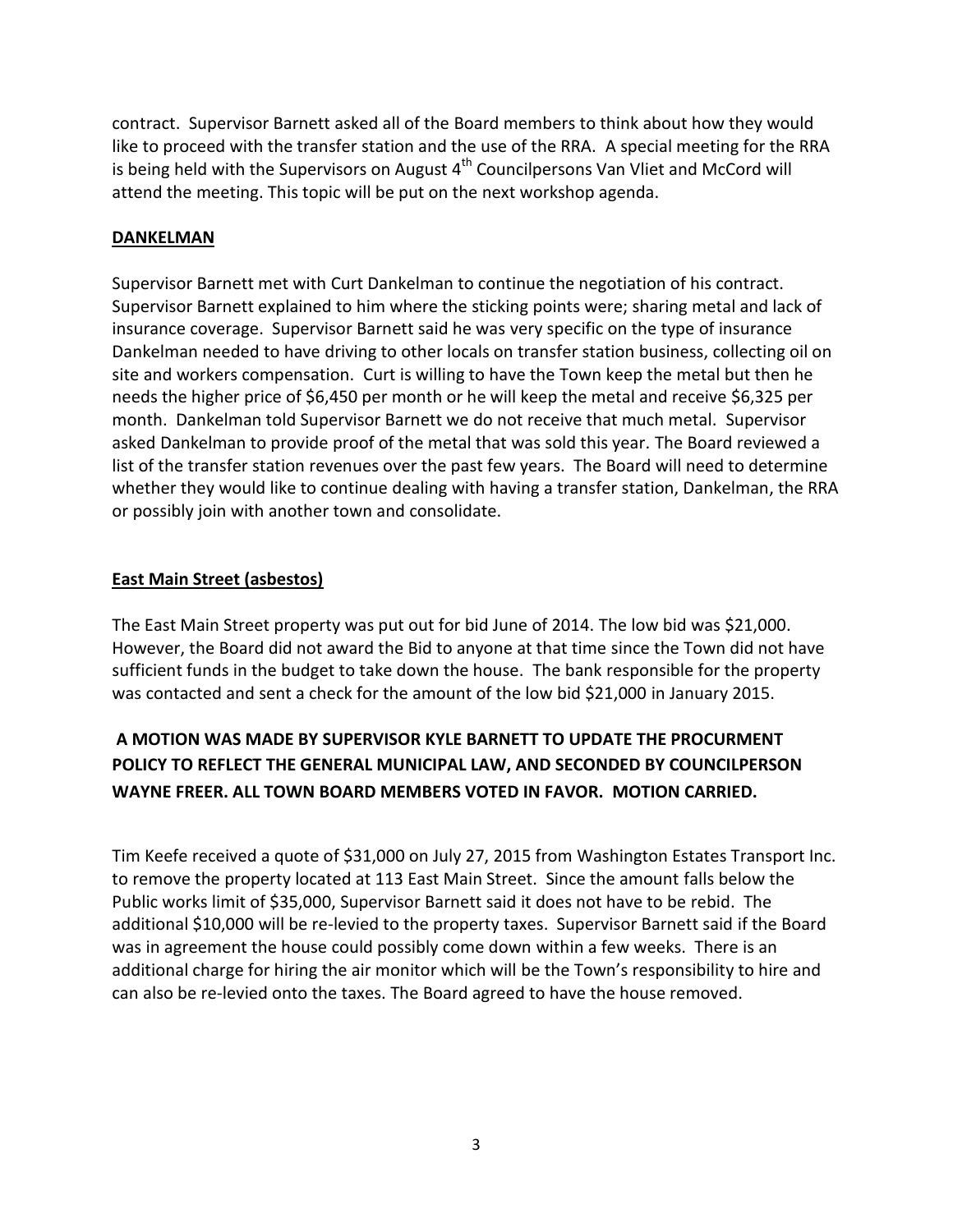contract. Supervisor Barnett asked all of the Board members to think about how they would like to proceed with the transfer station and the use of the RRA. A special meeting for the RRA is being held with the Supervisors on August 4th Councilpersons Van Vliet and McCord will attend the meeting. This topic will be put on the next workshop agenda.

**DANKELMAN**

Supervisor Barnett met with Curt Dankelman to continue the negotiation of his contract. Supervisor Barnett explained to him where the sticking points were; sharing metal and lack of insurance coverage. Supervisor Barnett said he was very specific on the type of insurance Dankelman needed to have driving to other locals on transfer station business, collecting oil on site and workers compensation. Curt is willing to have the Town keep the metal but then he needs the higher price of $6,450 per month or he will keep the metal and receive $6,325 per month. Dankelman told Supervisor Barnett we do not receive that much metal. Supervisor asked Dankelman to provide proof of the metal that was sold this year. The Board reviewed a list of the transfer station revenues over the past few years. The Board will need to determine whether they would like to continue dealing with having a transfer station, Dankelman, the RRA or possibly join with another town and consolidate.

**East Main Street (asbestos)**

The East Main Street property was put out for bid June of 2014. The low bid was $21,000. However, the Board did not award the Bid to anyone at that time since the Town did not have sufficient funds in the budget to take down the house. The bank responsible for the property was contacted and sent a check for the amount of the low bid $21,000 in January 2015.

**A MOTION WAS MADE BY SUPERVISOR KYLE BARNETT TO UPDATE THE PROCURMENT POLICY TO REFLECT THE GENERAL MUNICIPAL LAW, AND SECONDED BY COUNCILPERSON WAYNE FREER. ALL TOWN BOARD MEMBERS VOTED IN FAVOR. MOTION CARRIED.**

Tim Keefe received a quote of $31,000 on July 27, 2015 from Washington Estates Transport Inc. to remove the property located at 113 East Main Street. Since the amount falls below the Public works limit of $35,000, Supervisor Barnett said it does not have to be rebid. The additional $10,000 will be re-levied to the property taxes. Supervisor Barnett said if the Board was in agreement the house could possibly come down within a few weeks. There is an additional charge for hiring the air monitor which will be the Town's responsibility to hire and can also be re-levied onto the taxes. The Board agreed to have the house removed.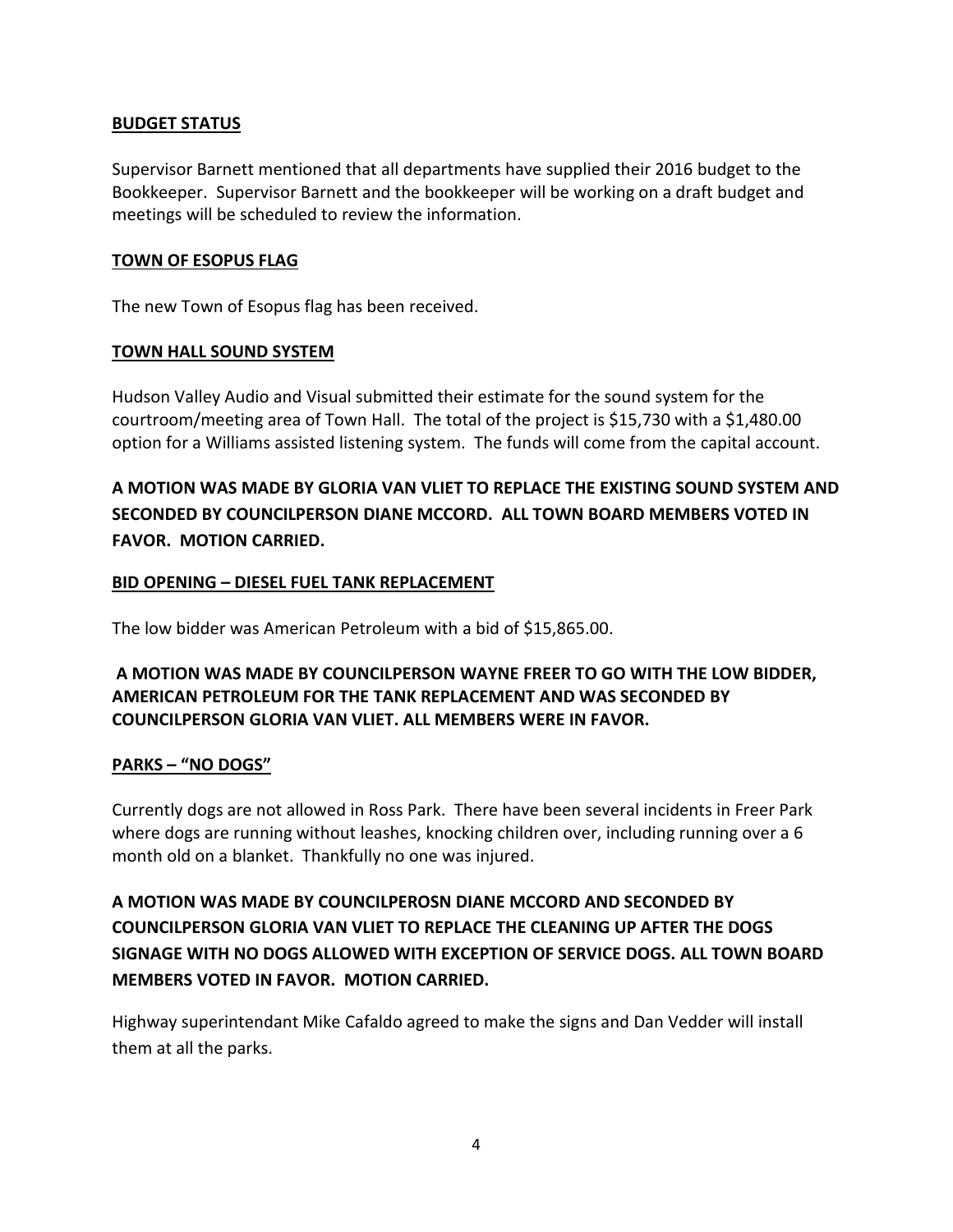**BUDGET STATUS**

Supervisor Barnett mentioned that all departments have supplied their 2016 budget to the Bookkeeper. Supervisor Barnett and the bookkeeper will be working on a draft budget and meetings will be scheduled to review the information.

**TOWN OF ESOPUS FLAG**

The new Town of Esopus flag has been received.

**TOWN HALL SOUND SYSTEM**

Hudson Valley Audio and Visual submitted their estimate for the sound system for the courtroom/meeting area of Town Hall. The total of the project is $15,730 with a $1,480.00 option for a Williams assisted listening system. The funds will come from the capital account.

**A MOTION WAS MADE BY GLORIA VAN VLIET TO REPLACE THE EXISTING SOUND SYSTEM AND SECONDED BY COUNCILPERSON DIANE MCCORD. ALL TOWN BOARD MEMBERS VOTED IN FAVOR. MOTION CARRIED.**

**BID OPENING – DIESEL FUEL TANK REPLACEMENT**

The low bidder was American Petroleum with a bid of $15,865.00.

**A MOTION WAS MADE BY COUNCILPERSON WAYNE FREER TO GO WITH THE LOW BIDDER, AMERICAN PETROLEUM FOR THE TANK REPLACEMENT AND WAS SECONDED BY COUNCILPERSON GLORIA VAN VLIET. ALL MEMBERS WERE IN FAVOR.**

**PARKS – "NO DOGS"**

Currently dogs are not allowed in Ross Park. There have been several incidents in Freer Park where dogs are running without leashes, knocking children over, including running over a 6 month old on a blanket. Thankfully no one was injured.

**A MOTION WAS MADE BY COUNCILPEROSN DIANE MCCORD AND SECONDED BY COUNCILPERSON GLORIA VAN VLIET TO REPLACE THE CLEANING UP AFTER THE DOGS SIGNAGE WITH NO DOGS ALLOWED WITH EXCEPTION OF SERVICE DOGS. ALL TOWN BOARD MEMBERS VOTED IN FAVOR. MOTION CARRIED.**

Highway superintendant Mike Cafaldo agreed to make the signs and Dan Vedder will install them at all the parks.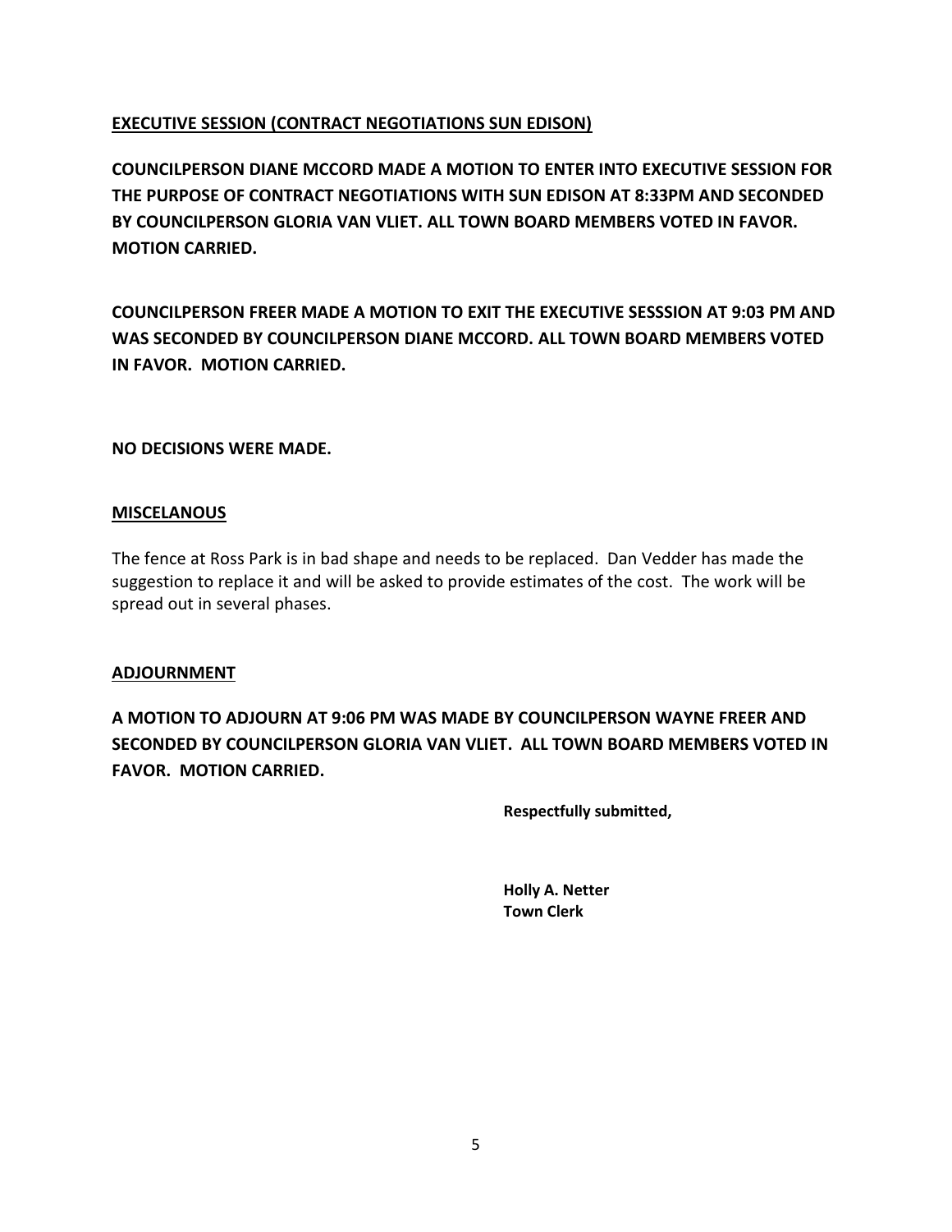**EXECUTIVE SESSION (CONTRACT NEGOTIATIONS SUN EDISON)**

**COUNCILPERSON DIANE MCCORD MADE A MOTION TO ENTER INTO EXECUTIVE SESSION FOR THE PURPOSE OF CONTRACT NEGOTIATIONS WITH SUN EDISON AT 8:33PM AND SECONDED BY COUNCILPERSON GLORIA VAN VLIET. ALL TOWN BOARD MEMBERS VOTED IN FAVOR. MOTION CARRIED.**

**COUNCILPERSON FREER MADE A MOTION TO EXIT THE EXECUTIVE SESSSION AT 9:03 PM AND WAS SECONDED BY COUNCILPERSON DIANE MCCORD. ALL TOWN BOARD MEMBERS VOTED IN FAVOR. MOTION CARRIED.**

**NO DECISIONS WERE MADE.**

**MISCELANOUS**

The fence at Ross Park is in bad shape and needs to be replaced. Dan Vedder has made the suggestion to replace it and will be asked to provide estimates of the cost. The work will be spread out in several phases.

**ADJOURNMENT**

**A MOTION TO ADJOURN AT 9:06 PM WAS MADE BY COUNCILPERSON WAYNE FREER AND SECONDED BY COUNCILPERSON GLORIA VAN VLIET. ALL TOWN BOARD MEMBERS VOTED IN FAVOR. MOTION CARRIED.**

**Respectfully submitted,**

**Holly A. Netter**
**Town Clerk**